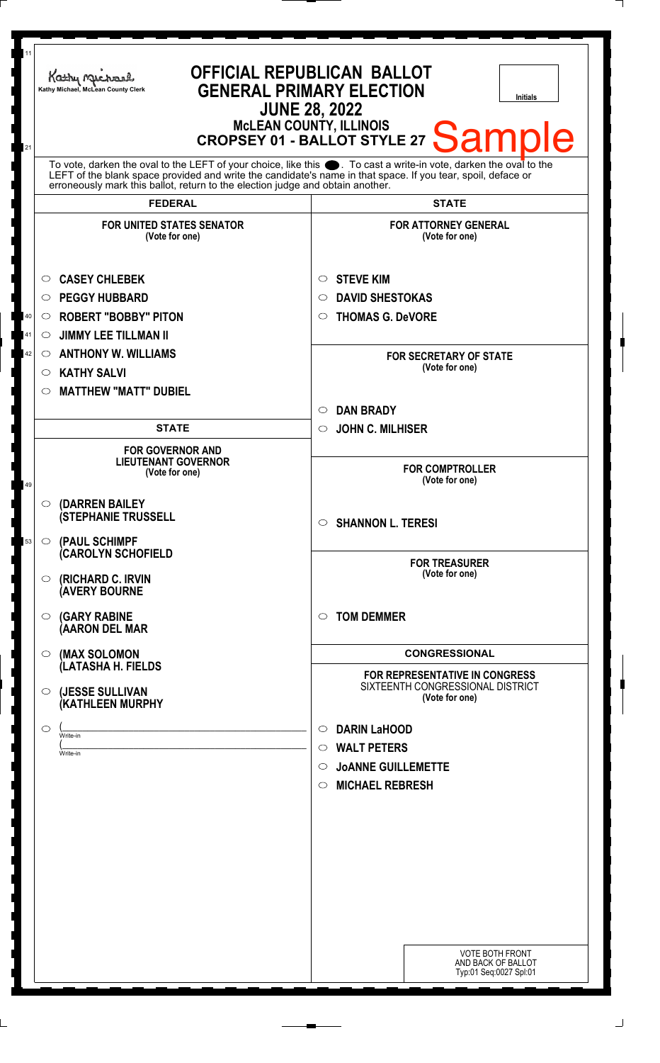Kathy Michael, McLean County Clerk

# OFFICIAL REPUBLICAN BALLOT
## GENERAL PRIMARY ELECTION
### JUNE 28, 2022
### McLEAN COUNTY, ILLINOIS
### CROPSEY 01 - BALLOT STYLE 27

Sample

Initials

To vote, darken the oval to the LEFT of your choice, like this ●. To cast a write-in vote, darken the oval to the LEFT of the blank space provided and write the candidate's name in that space. If you tear, spoil, deface or erroneously mark this ballot, return to the election judge and obtain another.

## FEDERAL

**FOR UNITED STATES SENATOR**
(Vote for one)

- ○ CASEY CHLEBEK
- ○ PEGGY HUBBARD
- ○ ROBERT "BOBBY" PITON
- ○ JIMMY LEE TILLMAN II
- ○ ANTHONY W. WILLIAMS
- ○ KATHY SALVI
- ○ MATTHEW "MATT" DUBIEL

## STATE

**FOR GOVERNOR AND LIEUTENANT GOVERNOR**
(Vote for one)

- ○ (DARREN BAILEY (STEPHANIE TRUSSELL
- ○ (PAUL SCHIMPF (CAROLYN SCHOFIELD
- ○ (RICHARD C. IRVIN (AVERY BOURNE
- ○ (GARY RABINE (AARON DEL MAR
- ○ (MAX SOLOMON (LATASHA H. FIELDS
- ○ (JESSE SULLIVAN (KATHLEEN MURPHY
- ○ (\_\_\_\_\_\_\_\_\_\_ Write-in (\_\_\_\_\_\_\_\_\_\_ Write-in

## STATE

**FOR ATTORNEY GENERAL**
(Vote for one)

- ○ STEVE KIM
- ○ DAVID SHESTOKAS
- ○ THOMAS G. DeVORE

**FOR SECRETARY OF STATE**
(Vote for one)

- ○ DAN BRADY
- ○ JOHN C. MILHISER

**FOR COMPTROLLER**
(Vote for one)

- ○ SHANNON L. TERESI

**FOR TREASURER**
(Vote for one)

- ○ TOM DEMMER

## CONGRESSIONAL

**FOR REPRESENTATIVE IN CONGRESS**
SIXTEENTH CONGRESSIONAL DISTRICT
(Vote for one)

- ○ DARIN LaHOOD
- ○ WALT PETERS
- ○ JoANNE GUILLEMETTE
- ○ MICHAEL REBRESH

VOTE BOTH FRONT AND BACK OF BALLOT
Typ:01 Seq:0027 Spl:01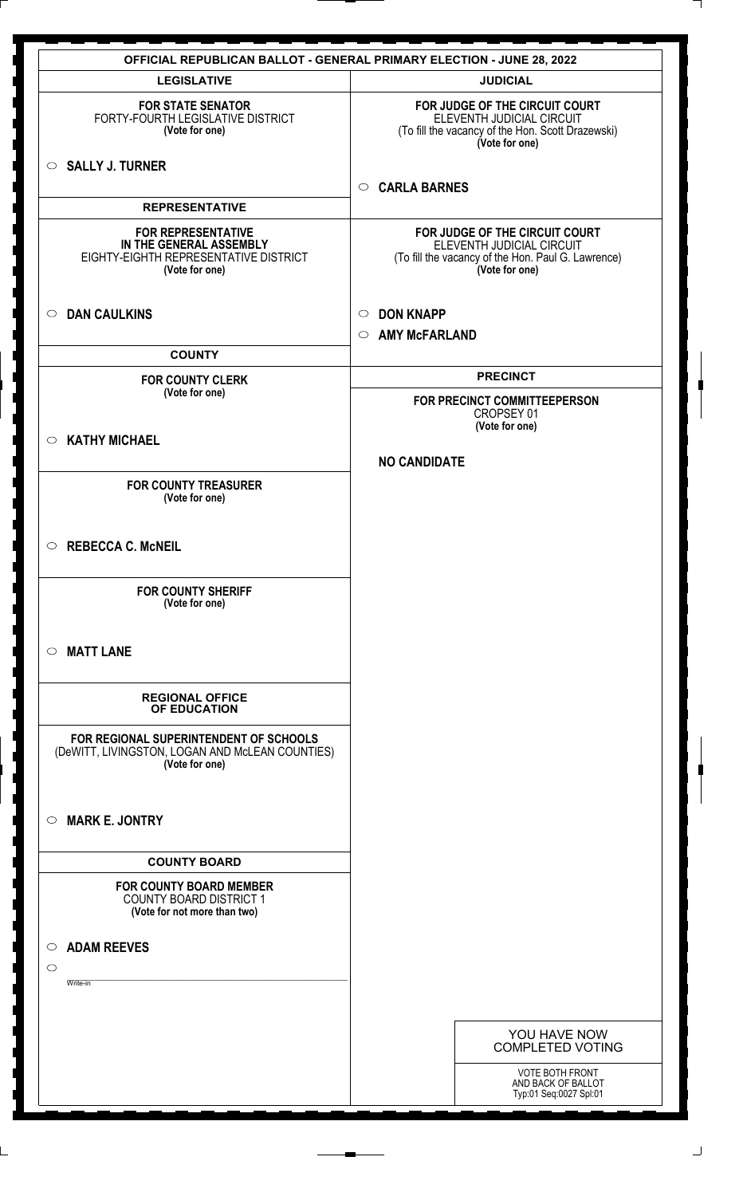# OFFICIAL REPUBLICAN BALLOT - GENERAL PRIMARY ELECTION - JUNE 28, 2022

## LEGISLATIVE

**FOR STATE SENATOR**
FORTY-FOURTH LEGISLATIVE DISTRICT
**(Vote for one)**

○ **SALLY J. TURNER**

## REPRESENTATIVE

**FOR REPRESENTATIVE IN THE GENERAL ASSEMBLY**
EIGHTY-EIGHTH REPRESENTATIVE DISTRICT
**(Vote for one)**

○ **DAN CAULKINS**

## COUNTY

**FOR COUNTY CLERK**
**(Vote for one)**

○ **KATHY MICHAEL**

**FOR COUNTY TREASURER**
**(Vote for one)**

○ **REBECCA C. McNEIL**

**FOR COUNTY SHERIFF**
**(Vote for one)**

○ **MATT LANE**

## REGIONAL OFFICE OF EDUCATION

**FOR REGIONAL SUPERINTENDENT OF SCHOOLS**
(DeWITT, LIVINGSTON, LOGAN AND McLEAN COUNTIES)
**(Vote for one)**

○ **MARK E. JONTRY**

## COUNTY BOARD

**FOR COUNTY BOARD MEMBER**
COUNTY BOARD DISTRICT 1
**(Vote for not more than two)**

○ **ADAM REEVES**

○ ______________________
Write-in

## JUDICIAL

**FOR JUDGE OF THE CIRCUIT COURT**
ELEVENTH JUDICIAL CIRCUIT
(To fill the vacancy of the Hon. Scott Drazewski)
**(Vote for one)**

○ **CARLA BARNES**

**FOR JUDGE OF THE CIRCUIT COURT**
ELEVENTH JUDICIAL CIRCUIT
(To fill the vacancy of the Hon. Paul G. Lawrence)
**(Vote for one)**

○ **DON KNAPP**

○ **AMY McFARLAND**

## PRECINCT

**FOR PRECINCT COMMITTEEPERSON**
CROPSEY 01
**(Vote for one)**

**NO CANDIDATE**

YOU HAVE NOW COMPLETED VOTING

VOTE BOTH FRONT AND BACK OF BALLOT
Typ:01 Seq:0027 Spl:01